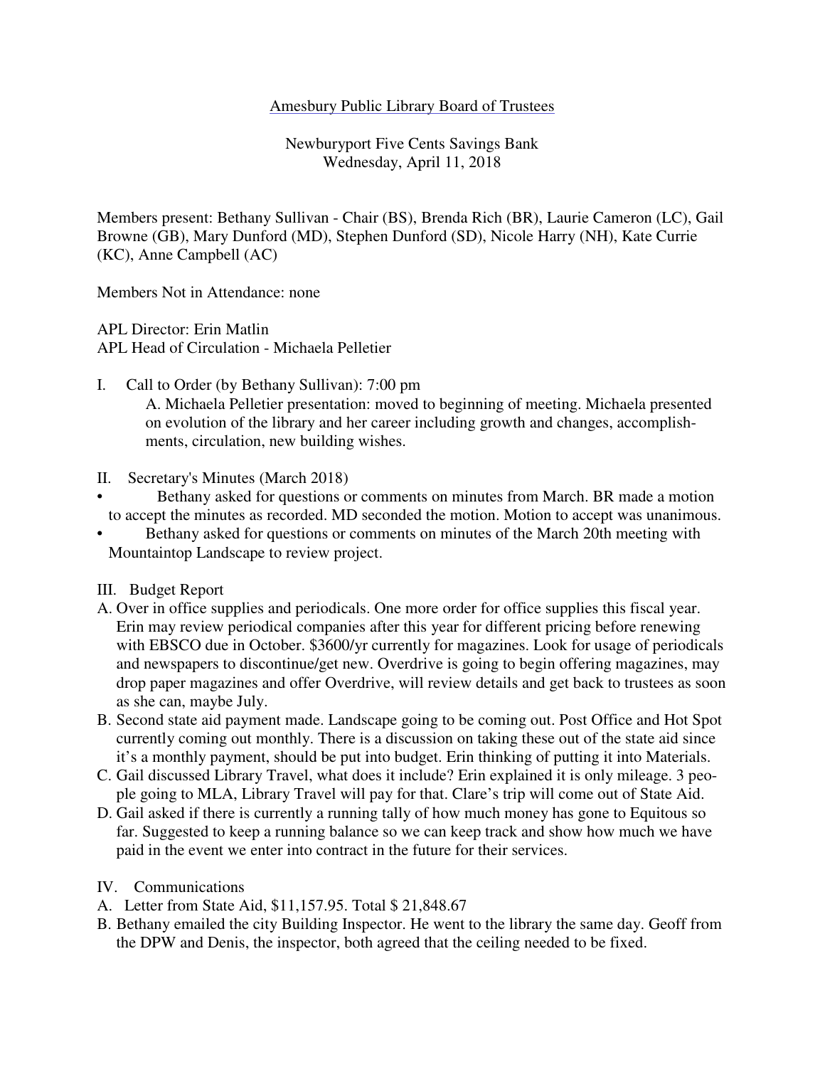Amesbury Public Library Board of Trustees

Newburyport Five Cents Savings Bank
Wednesday, April 11, 2018

Members present: Bethany Sullivan - Chair (BS), Brenda Rich (BR), Laurie Cameron (LC), Gail Browne (GB), Mary Dunford (MD), Stephen Dunford (SD), Nicole Harry (NH), Kate Currie (KC), Anne Campbell (AC)

Members Not in Attendance: none

APL Director: Erin Matlin
APL Head of Circulation - Michaela Pelletier

I. Call to Order (by Bethany Sullivan): 7:00 pm
   A. Michaela Pelletier presentation: moved to beginning of meeting. Michaela presented on evolution of the library and her career including growth and changes, accomplishments, circulation, new building wishes.

II. Secretary's Minutes (March 2018)

- Bethany asked for questions or comments on minutes from March. BR made a motion to accept the minutes as recorded. MD seconded the motion. Motion to accept was unanimous.
- Bethany asked for questions or comments on minutes of the March 20th meeting with Mountaintop Landscape to review project.

III. Budget Report

A. Over in office supplies and periodicals. One more order for office supplies this fiscal year. Erin may review periodical companies after this year for different pricing before renewing with EBSCO due in October. $3600/yr currently for magazines. Look for usage of periodicals and newspapers to discontinue/get new. Overdrive is going to begin offering magazines, may drop paper magazines and offer Overdrive, will review details and get back to trustees as soon as she can, maybe July.

B. Second state aid payment made. Landscape going to be coming out. Post Office and Hot Spot currently coming out monthly. There is a discussion on taking these out of the state aid since it's a monthly payment, should be put into budget. Erin thinking of putting it into Materials.

C. Gail discussed Library Travel, what does it include? Erin explained it is only mileage. 3 people going to MLA, Library Travel will pay for that. Clare's trip will come out of State Aid.

D. Gail asked if there is currently a running tally of how much money has gone to Equitous so far. Suggested to keep a running balance so we can keep track and show how much we have paid in the event we enter into contract in the future for their services.

IV. Communications

A. Letter from State Aid, $11,157.95. Total $ 21,848.67

B. Bethany emailed the city Building Inspector. He went to the library the same day. Geoff from the DPW and Denis, the inspector, both agreed that the ceiling needed to be fixed.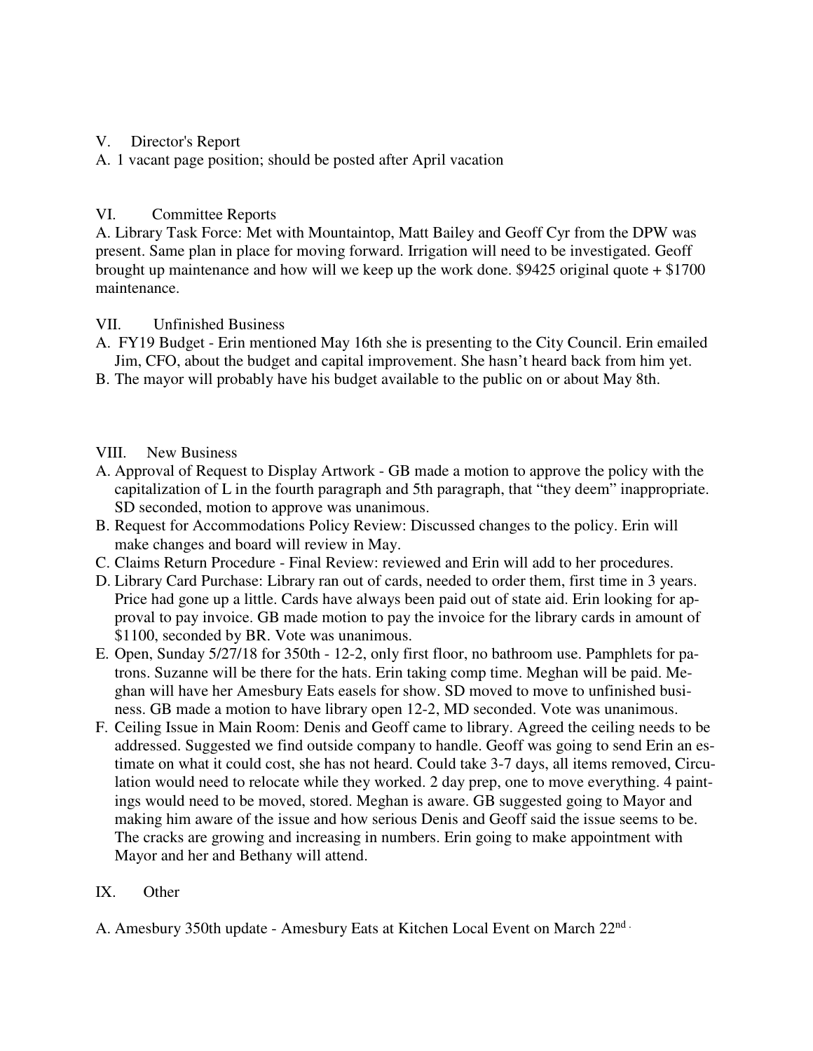V. Director's Report

A. 1 vacant page position; should be posted after April vacation

VI. Committee Reports

A. Library Task Force: Met with Mountaintop, Matt Bailey and Geoff Cyr from the DPW was present. Same plan in place for moving forward. Irrigation will need to be investigated. Geoff brought up maintenance and how will we keep up the work done. $9425 original quote + $1700 maintenance.

VII. Unfinished Business

A. FY19 Budget - Erin mentioned May 16th she is presenting to the City Council. Erin emailed Jim, CFO, about the budget and capital improvement. She hasn't heard back from him yet.
B. The mayor will probably have his budget available to the public on or about May 8th.

VIII. New Business

A. Approval of Request to Display Artwork - GB made a motion to approve the policy with the capitalization of L in the fourth paragraph and 5th paragraph, that "they deem" inappropriate. SD seconded, motion to approve was unanimous.
B. Request for Accommodations Policy Review: Discussed changes to the policy. Erin will make changes and board will review in May.
C. Claims Return Procedure - Final Review: reviewed and Erin will add to her procedures.
D. Library Card Purchase: Library ran out of cards, needed to order them, first time in 3 years. Price had gone up a little. Cards have always been paid out of state aid. Erin looking for approval to pay invoice. GB made motion to pay the invoice for the library cards in amount of $1100, seconded by BR. Vote was unanimous.
E. Open, Sunday 5/27/18 for 350th - 12-2, only first floor, no bathroom use. Pamphlets for patrons. Suzanne will be there for the hats. Erin taking comp time. Meghan will be paid. Meghan will have her Amesbury Eats easels for show. SD moved to move to unfinished business. GB made a motion to have library open 12-2, MD seconded. Vote was unanimous.
F. Ceiling Issue in Main Room: Denis and Geoff came to library. Agreed the ceiling needs to be addressed. Suggested we find outside company to handle. Geoff was going to send Erin an estimate on what it could cost, she has not heard. Could take 3-7 days, all items removed, Circulation would need to relocate while they worked. 2 day prep, one to move everything. 4 paintings would need to be moved, stored. Meghan is aware. GB suggested going to Mayor and making him aware of the issue and how serious Denis and Geoff said the issue seems to be. The cracks are growing and increasing in numbers. Erin going to make appointment with Mayor and her and Bethany will attend.

IX. Other

A. Amesbury 350th update - Amesbury Eats at Kitchen Local Event on March 22nd.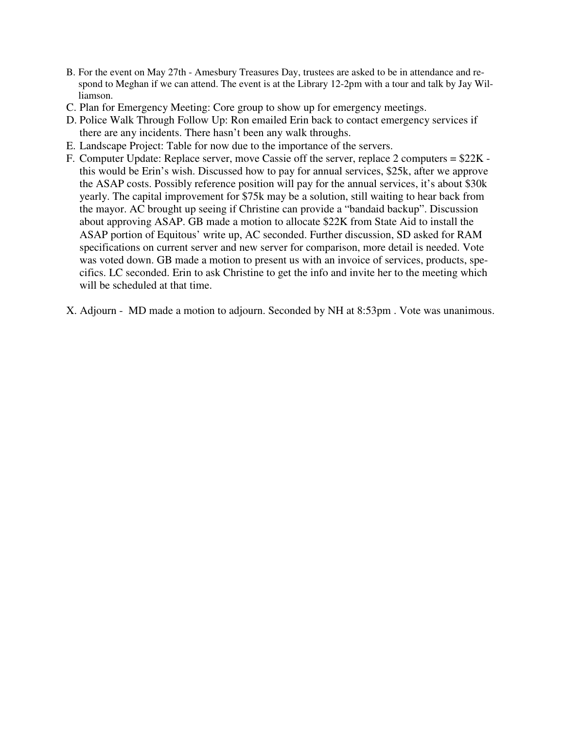B. For the event on May 27th - Amesbury Treasures Day, trustees are asked to be in attendance and respond to Meghan if we can attend. The event is at the Library 12-2pm with a tour and talk by Jay Williamson.
C. Plan for Emergency Meeting: Core group to show up for emergency meetings.
D. Police Walk Through Follow Up: Ron emailed Erin back to contact emergency services if there are any incidents. There hasn't been any walk throughs.
E. Landscape Project: Table for now due to the importance of the servers.
F. Computer Update: Replace server, move Cassie off the server, replace 2 computers = $22K - this would be Erin's wish. Discussed how to pay for annual services, $25k, after we approve the ASAP costs. Possibly reference position will pay for the annual services, it's about $30k yearly. The capital improvement for $75k may be a solution, still waiting to hear back from the mayor. AC brought up seeing if Christine can provide a "bandaid backup". Discussion about approving ASAP. GB made a motion to allocate $22K from State Aid to install the ASAP portion of Equitous' write up, AC seconded. Further discussion, SD asked for RAM specifications on current server and new server for comparison, more detail is needed. Vote was voted down. GB made a motion to present us with an invoice of services, products, specifics. LC seconded. Erin to ask Christine to get the info and invite her to the meeting which will be scheduled at that time.

X. Adjourn - MD made a motion to adjourn. Seconded by NH at 8:53pm . Vote was unanimous.